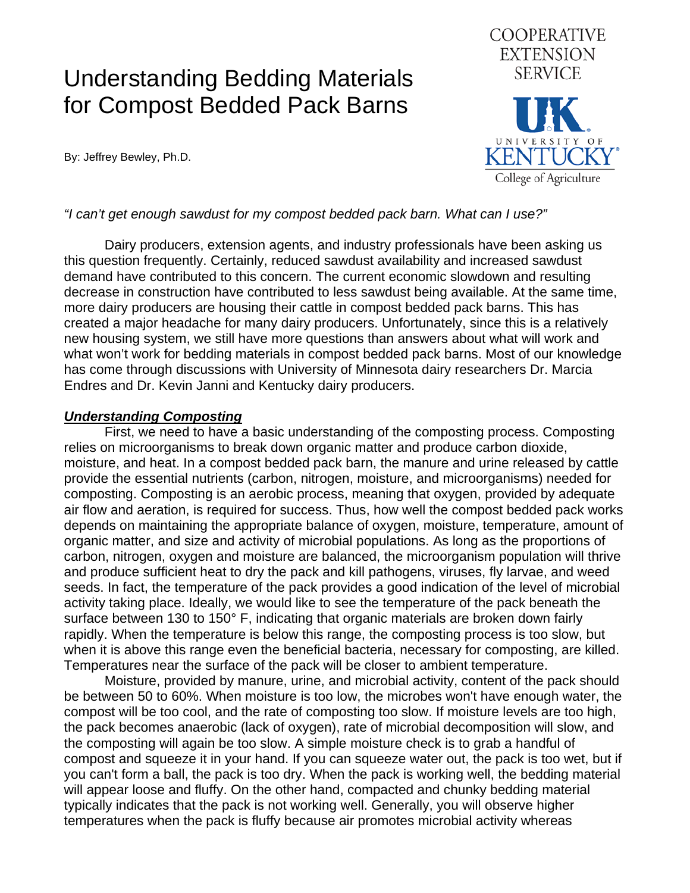# Understanding Bedding Materials for Compost Bedded Pack Barns

COOPERATIVE EXTENSION SERVICE

UNIVERSITY OF KENTUCKY College of Agriculture

By: Jeffrey Bewley, Ph.D.

*"I can't get enough sawdust for my compost bedded pack barn. What can I use?"*

Dairy producers, extension agents, and industry professionals have been asking us this question frequently. Certainly, reduced sawdust availability and increased sawdust demand have contributed to this concern. The current economic slowdown and resulting decrease in construction have contributed to less sawdust being available. At the same time, more dairy producers are housing their cattle in compost bedded pack barns. This has created a major headache for many dairy producers. Unfortunately, since this is a relatively new housing system, we still have more questions than answers about what will work and what won't work for bedding materials in compost bedded pack barns. Most of our knowledge has come through discussions with University of Minnesota dairy researchers Dr. Marcia Endres and Dr. Kevin Janni and Kentucky dairy producers.

## ***Understanding Composting***

First, we need to have a basic understanding of the composting process. Composting relies on microorganisms to break down organic matter and produce carbon dioxide, moisture, and heat. In a compost bedded pack barn, the manure and urine released by cattle provide the essential nutrients (carbon, nitrogen, moisture, and microorganisms) needed for composting. Composting is an aerobic process, meaning that oxygen, provided by adequate air flow and aeration, is required for success. Thus, how well the compost bedded pack works depends on maintaining the appropriate balance of oxygen, moisture, temperature, amount of organic matter, and size and activity of microbial populations. As long as the proportions of carbon, nitrogen, oxygen and moisture are balanced, the microorganism population will thrive and produce sufficient heat to dry the pack and kill pathogens, viruses, fly larvae, and weed seeds. In fact, the temperature of the pack provides a good indication of the level of microbial activity taking place. Ideally, we would like to see the temperature of the pack beneath the surface between 130 to 150° F, indicating that organic materials are broken down fairly rapidly. When the temperature is below this range, the composting process is too slow, but when it is above this range even the beneficial bacteria, necessary for composting, are killed. Temperatures near the surface of the pack will be closer to ambient temperature.

Moisture, provided by manure, urine, and microbial activity, content of the pack should be between 50 to 60%. When moisture is too low, the microbes won't have enough water, the compost will be too cool, and the rate of composting too slow. If moisture levels are too high, the pack becomes anaerobic (lack of oxygen), rate of microbial decomposition will slow, and the composting will again be too slow. A simple moisture check is to grab a handful of compost and squeeze it in your hand. If you can squeeze water out, the pack is too wet, but if you can't form a ball, the pack is too dry. When the pack is working well, the bedding material will appear loose and fluffy. On the other hand, compacted and chunky bedding material typically indicates that the pack is not working well. Generally, you will observe higher temperatures when the pack is fluffy because air promotes microbial activity whereas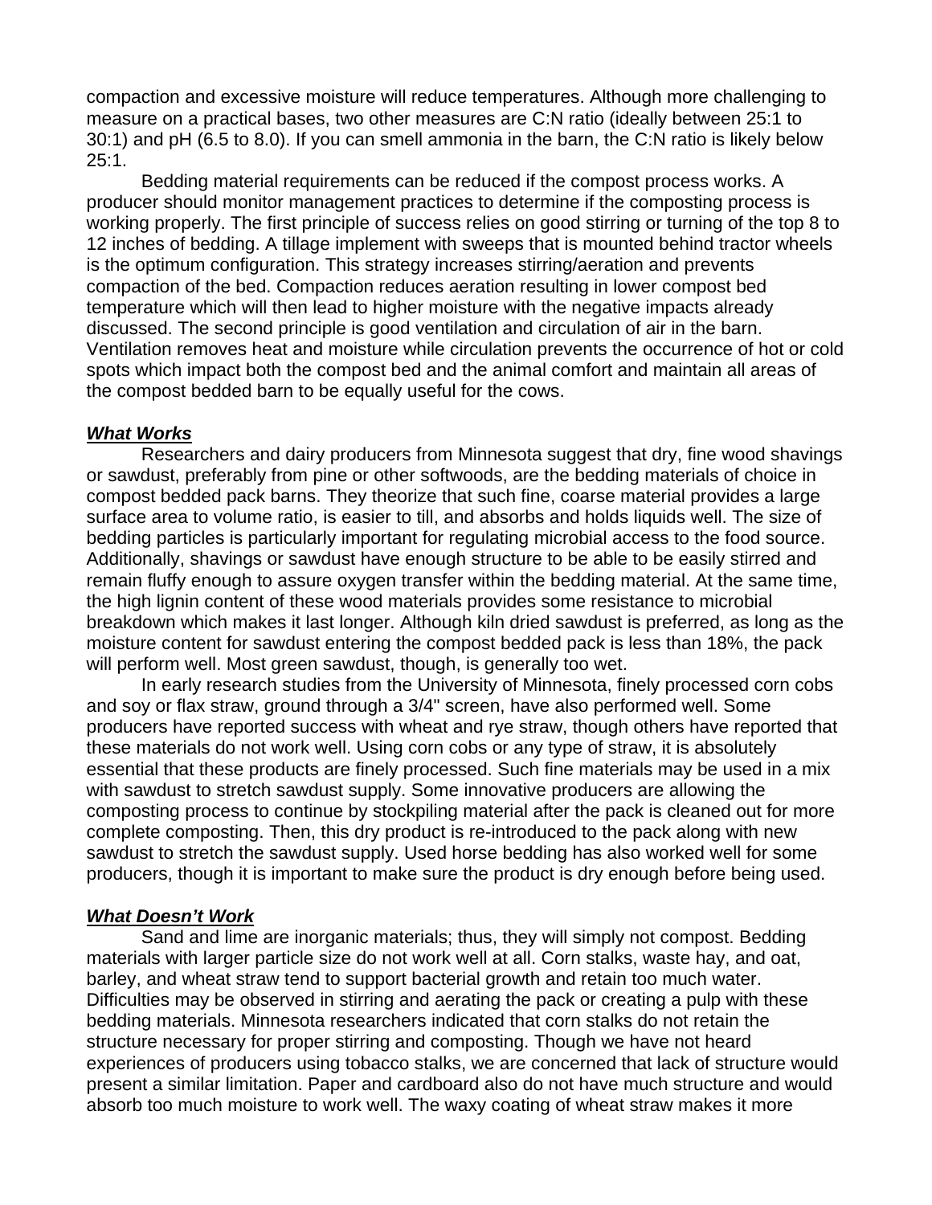compaction and excessive moisture will reduce temperatures. Although more challenging to measure on a practical bases, two other measures are C:N ratio (ideally between 25:1 to 30:1) and pH (6.5 to 8.0). If you can smell ammonia in the barn, the C:N ratio is likely below 25:1.

Bedding material requirements can be reduced if the compost process works. A producer should monitor management practices to determine if the composting process is working properly. The first principle of success relies on good stirring or turning of the top 8 to 12 inches of bedding. A tillage implement with sweeps that is mounted behind tractor wheels is the optimum configuration. This strategy increases stirring/aeration and prevents compaction of the bed. Compaction reduces aeration resulting in lower compost bed temperature which will then lead to higher moisture with the negative impacts already discussed. The second principle is good ventilation and circulation of air in the barn. Ventilation removes heat and moisture while circulation prevents the occurrence of hot or cold spots which impact both the compost bed and the animal comfort and maintain all areas of the compost bedded barn to be equally useful for the cows.

***<u>What Works</u>***

Researchers and dairy producers from Minnesota suggest that dry, fine wood shavings or sawdust, preferably from pine or other softwoods, are the bedding materials of choice in compost bedded pack barns. They theorize that such fine, coarse material provides a large surface area to volume ratio, is easier to till, and absorbs and holds liquids well. The size of bedding particles is particularly important for regulating microbial access to the food source. Additionally, shavings or sawdust have enough structure to be able to be easily stirred and remain fluffy enough to assure oxygen transfer within the bedding material. At the same time, the high lignin content of these wood materials provides some resistance to microbial breakdown which makes it last longer. Although kiln dried sawdust is preferred, as long as the moisture content for sawdust entering the compost bedded pack is less than 18%, the pack will perform well. Most green sawdust, though, is generally too wet.

In early research studies from the University of Minnesota, finely processed corn cobs and soy or flax straw, ground through a 3/4" screen, have also performed well. Some producers have reported success with wheat and rye straw, though others have reported that these materials do not work well. Using corn cobs or any type of straw, it is absolutely essential that these products are finely processed. Such fine materials may be used in a mix with sawdust to stretch sawdust supply. Some innovative producers are allowing the composting process to continue by stockpiling material after the pack is cleaned out for more complete composting. Then, this dry product is re-introduced to the pack along with new sawdust to stretch the sawdust supply. Used horse bedding has also worked well for some producers, though it is important to make sure the product is dry enough before being used.

***<u>What Doesn't Work</u>***

Sand and lime are inorganic materials; thus, they will simply not compost. Bedding materials with larger particle size do not work well at all. Corn stalks, waste hay, and oat, barley, and wheat straw tend to support bacterial growth and retain too much water. Difficulties may be observed in stirring and aerating the pack or creating a pulp with these bedding materials. Minnesota researchers indicated that corn stalks do not retain the structure necessary for proper stirring and composting. Though we have not heard experiences of producers using tobacco stalks, we are concerned that lack of structure would present a similar limitation. Paper and cardboard also do not have much structure and would absorb too much moisture to work well. The waxy coating of wheat straw makes it more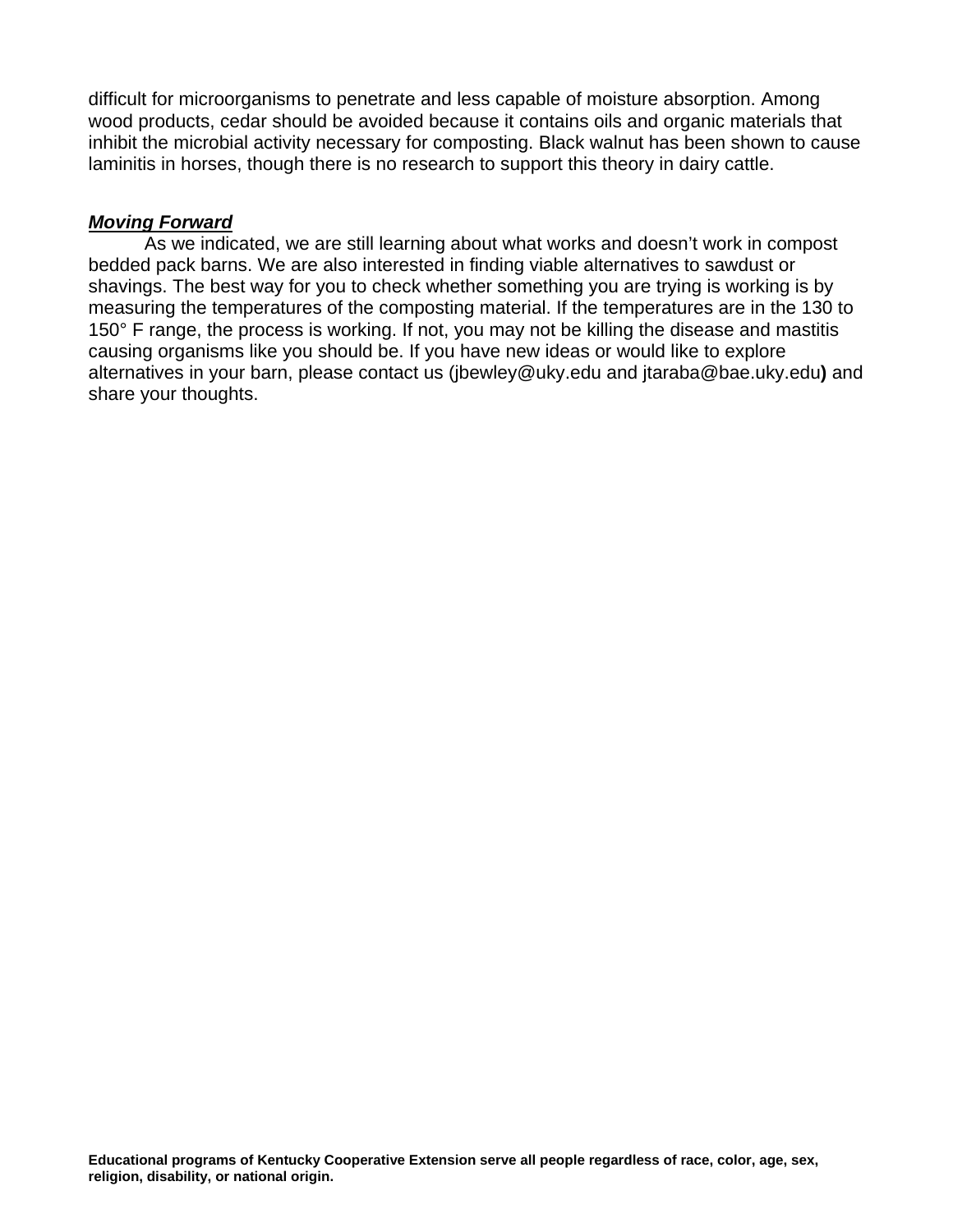difficult for microorganisms to penetrate and less capable of moisture absorption. Among wood products, cedar should be avoided because it contains oils and organic materials that inhibit the microbial activity necessary for composting. Black walnut has been shown to cause laminitis in horses, though there is no research to support this theory in dairy cattle.

***Moving Forward***

As we indicated, we are still learning about what works and doesn't work in compost bedded pack barns. We are also interested in finding viable alternatives to sawdust or shavings. The best way for you to check whether something you are trying is working is by measuring the temperatures of the composting material. If the temperatures are in the 130 to 150° F range, the process is working. If not, you may not be killing the disease and mastitis causing organisms like you should be. If you have new ideas or would like to explore alternatives in your barn, please contact us (jbewley@uky.edu and jtaraba@bae.uky.edu**)** and share your thoughts.

**Educational programs of Kentucky Cooperative Extension serve all people regardless of race, color, age, sex, religion, disability, or national origin.**